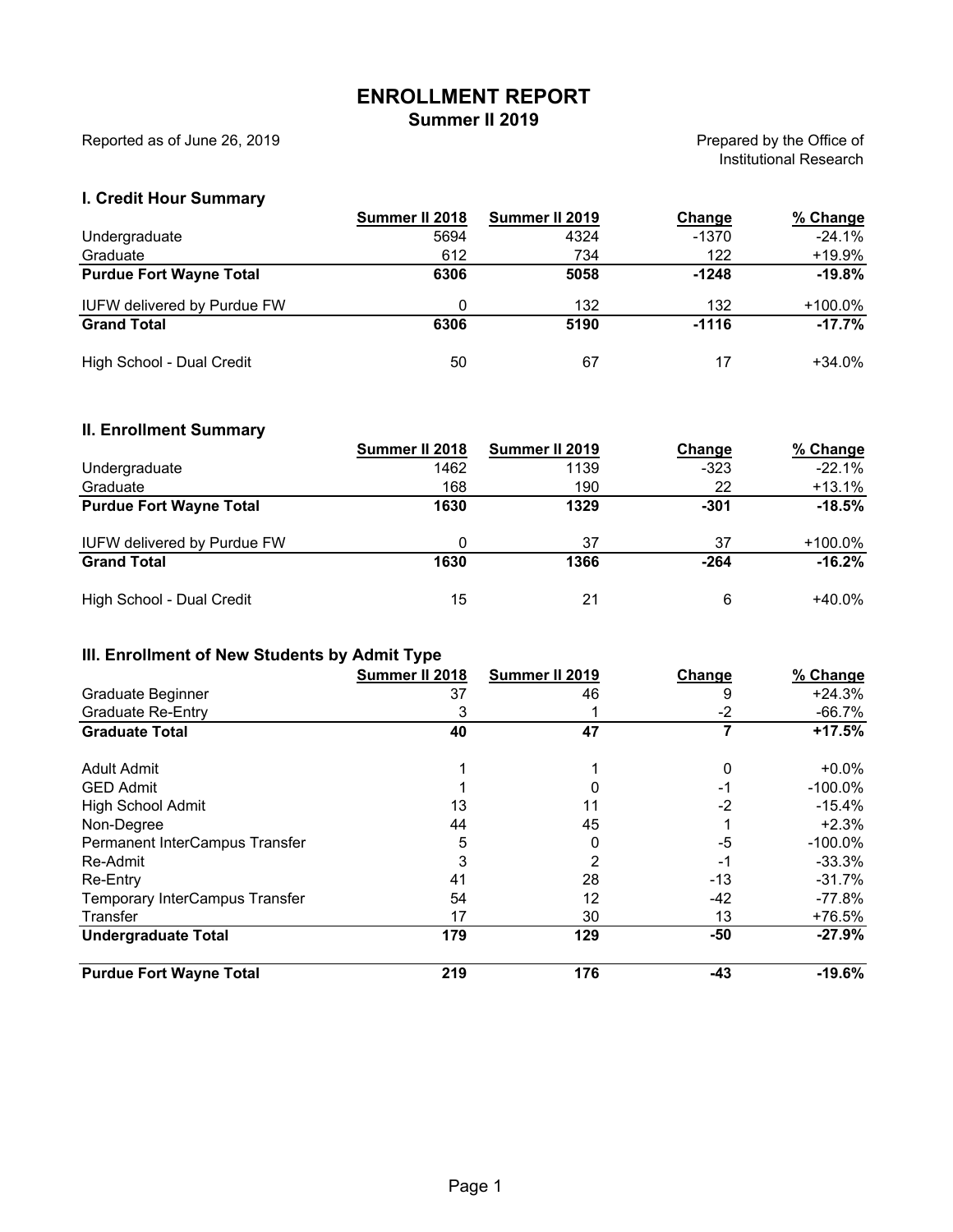# ENROLLMENT REPORT

## Summer II 2019

Reported as of June 26, 2019

Prepared by the Office of Institutional Research

### I. Credit Hour Summary

| | Summer II 2018 | Summer II 2019 | Change | % Change |
|---|---|---|---|---|
| Undergraduate | 5694 | 4324 | -1370 | -24.1% |
| Graduate | 612 | 734 | 122 | +19.9% |
| **Purdue Fort Wayne Total** | **6306** | **5058** | **-1248** | **-19.8%** |
| IUFW delivered by Purdue FW | 0 | 132 | 132 | +100.0% |
| **Grand Total** | **6306** | **5190** | **-1116** | **-17.7%** |
| High School - Dual Credit | 50 | 67 | 17 | +34.0% |

### II. Enrollment Summary

| | Summer II 2018 | Summer II 2019 | Change | % Change |
|---|---|---|---|---|
| Undergraduate | 1462 | 1139 | -323 | -22.1% |
| Graduate | 168 | 190 | 22 | +13.1% |
| **Purdue Fort Wayne Total** | **1630** | **1329** | **-301** | **-18.5%** |
| IUFW delivered by Purdue FW | 0 | 37 | 37 | +100.0% |
| **Grand Total** | **1630** | **1366** | **-264** | **-16.2%** |
| High School - Dual Credit | 15 | 21 | 6 | +40.0% |

### III. Enrollment of New Students by Admit Type

| | Summer II 2018 | Summer II 2019 | Change | % Change |
|---|---|---|---|---|
| Graduate Beginner | 37 | 46 | 9 | +24.3% |
| Graduate Re-Entry | 3 | 1 | -2 | -66.7% |
| **Graduate Total** | **40** | **47** | **7** | **+17.5%** |
| Adult Admit | 1 | 1 | 0 | +0.0% |
| GED Admit | 1 | 0 | -1 | -100.0% |
| High School Admit | 13 | 11 | -2 | -15.4% |
| Non-Degree | 44 | 45 | 1 | +2.3% |
| Permanent InterCampus Transfer | 5 | 0 | -5 | -100.0% |
| Re-Admit | 3 | 2 | -1 | -33.3% |
| Re-Entry | 41 | 28 | -13 | -31.7% |
| Temporary InterCampus Transfer | 54 | 12 | -42 | -77.8% |
| Transfer | 17 | 30 | 13 | +76.5% |
| **Undergraduate Total** | **179** | **129** | **-50** | **-27.9%** |
| **Purdue Fort Wayne Total** | **219** | **176** | **-43** | **-19.6%** |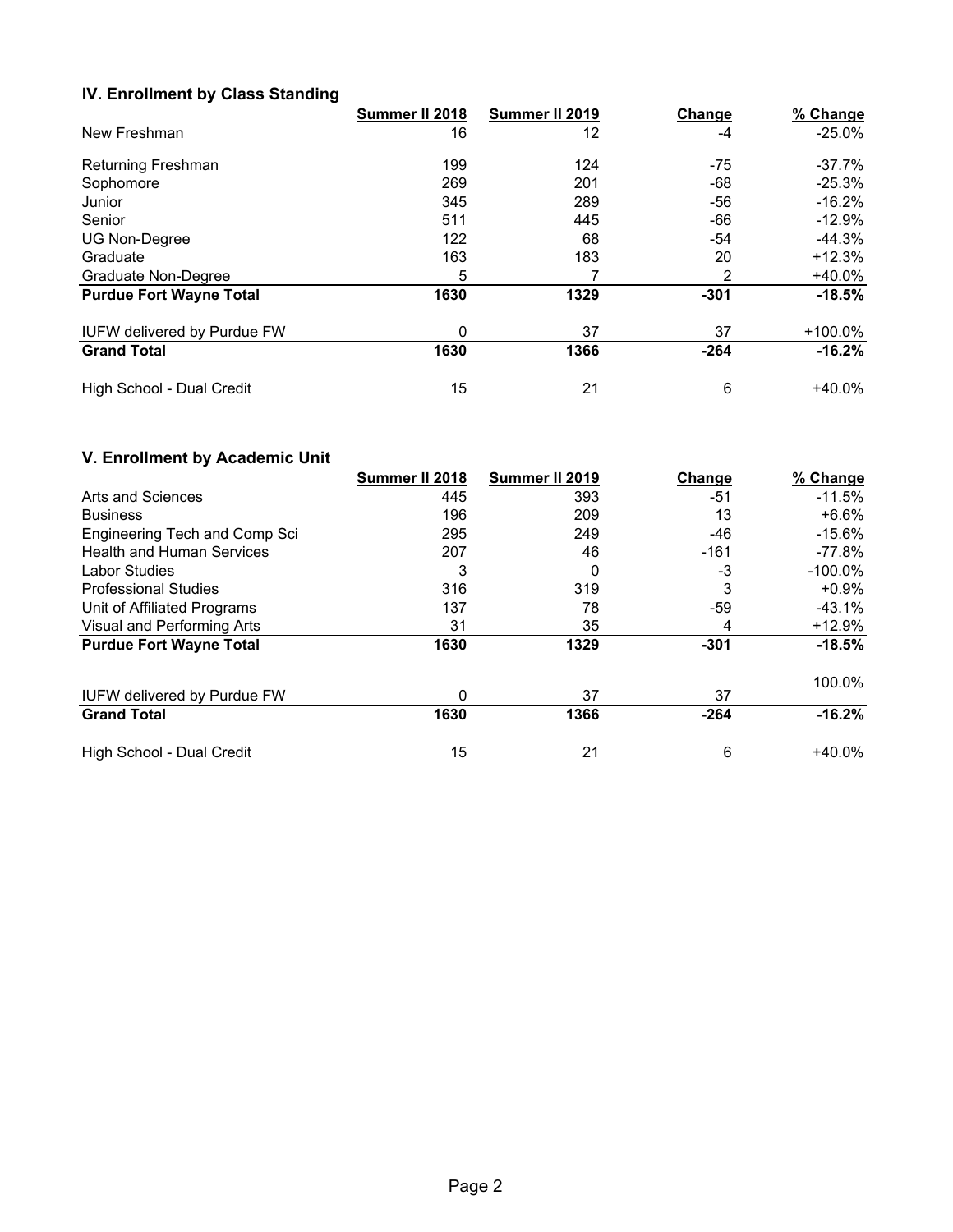## IV. Enrollment by Class Standing

| | Summer II 2018 | Summer II 2019 | Change | % Change |
|---|---|---|---|---|
| New Freshman | 16 | 12 | -4 | -25.0% |
| Returning Freshman | 199 | 124 | -75 | -37.7% |
| Sophomore | 269 | 201 | -68 | -25.3% |
| Junior | 345 | 289 | -56 | -16.2% |
| Senior | 511 | 445 | -66 | -12.9% |
| UG Non-Degree | 122 | 68 | -54 | -44.3% |
| Graduate | 163 | 183 | 20 | +12.3% |
| Graduate Non-Degree | 5 | 7 | 2 | +40.0% |
| **Purdue Fort Wayne Total** | **1630** | **1329** | **-301** | **-18.5%** |
| IUFW delivered by Purdue FW | 0 | 37 | 37 | +100.0% |
| **Grand Total** | **1630** | **1366** | **-264** | **-16.2%** |
| High School - Dual Credit | 15 | 21 | 6 | +40.0% |

## V. Enrollment by Academic Unit

| | Summer II 2018 | Summer II 2019 | Change | % Change |
|---|---|---|---|---|
| Arts and Sciences | 445 | 393 | -51 | -11.5% |
| Business | 196 | 209 | 13 | +6.6% |
| Engineering Tech and Comp Sci | 295 | 249 | -46 | -15.6% |
| Health and Human Services | 207 | 46 | -161 | -77.8% |
| Labor Studies | 3 | 0 | -3 | -100.0% |
| Professional Studies | 316 | 319 | 3 | +0.9% |
| Unit of Affiliated Programs | 137 | 78 | -59 | -43.1% |
| Visual and Performing Arts | 31 | 35 | 4 | +12.9% |
| **Purdue Fort Wayne Total** | **1630** | **1329** | **-301** | **-18.5%** |
| IUFW delivered by Purdue FW | 0 | 37 | 37 | 100.0% |
| **Grand Total** | **1630** | **1366** | **-264** | **-16.2%** |
| High School - Dual Credit | 15 | 21 | 6 | +40.0% |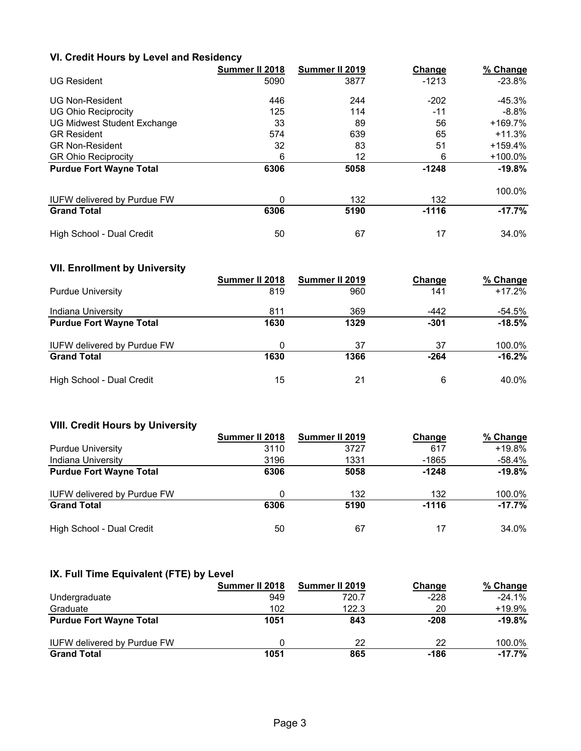### VI. Credit Hours by Level and Residency

| | Summer II 2018 | Summer II 2019 | Change | % Change |
|---|---|---|---|---|
| UG Resident | 5090 | 3877 | -1213 | -23.8% |
| UG Non-Resident | 446 | 244 | -202 | -45.3% |
| UG Ohio Reciprocity | 125 | 114 | -11 | -8.8% |
| UG Midwest Student Exchange | 33 | 89 | 56 | +169.7% |
| GR Resident | 574 | 639 | 65 | +11.3% |
| GR Non-Resident | 32 | 83 | 51 | +159.4% |
| GR Ohio Reciprocity | 6 | 12 | 6 | +100.0% |
| **Purdue Fort Wayne Total** | **6306** | **5058** | **-1248** | **-19.8%** |
| IUFW delivered by Purdue FW | 0 | 132 | 132 | 100.0% |
| **Grand Total** | **6306** | **5190** | **-1116** | **-17.7%** |
| High School - Dual Credit | 50 | 67 | 17 | 34.0% |

### VII. Enrollment by University

| | Summer II 2018 | Summer II 2019 | Change | % Change |
|---|---|---|---|---|
| Purdue University | 819 | 960 | 141 | +17.2% |
| Indiana University | 811 | 369 | -442 | -54.5% |
| **Purdue Fort Wayne Total** | **1630** | **1329** | **-301** | **-18.5%** |
| IUFW delivered by Purdue FW | 0 | 37 | 37 | 100.0% |
| **Grand Total** | **1630** | **1366** | **-264** | **-16.2%** |
| High School - Dual Credit | 15 | 21 | 6 | 40.0% |

### VIII. Credit Hours by University

| | Summer II 2018 | Summer II 2019 | Change | % Change |
|---|---|---|---|---|
| Purdue University | 3110 | 3727 | 617 | +19.8% |
| Indiana University | 3196 | 1331 | -1865 | -58.4% |
| **Purdue Fort Wayne Total** | **6306** | **5058** | **-1248** | **-19.8%** |
| IUFW delivered by Purdue FW | 0 | 132 | 132 | 100.0% |
| **Grand Total** | **6306** | **5190** | **-1116** | **-17.7%** |
| High School - Dual Credit | 50 | 67 | 17 | 34.0% |

### IX. Full Time Equivalent (FTE) by Level

| | Summer II 2018 | Summer II 2019 | Change | % Change |
|---|---|---|---|---|
| Undergraduate | 949 | 720.7 | -228 | -24.1% |
| Graduate | 102 | 122.3 | 20 | +19.9% |
| **Purdue Fort Wayne Total** | **1051** | **843** | **-208** | **-19.8%** |
| IUFW delivered by Purdue FW | 0 | 22 | 22 | 100.0% |
| **Grand Total** | **1051** | **865** | **-186** | **-17.7%** |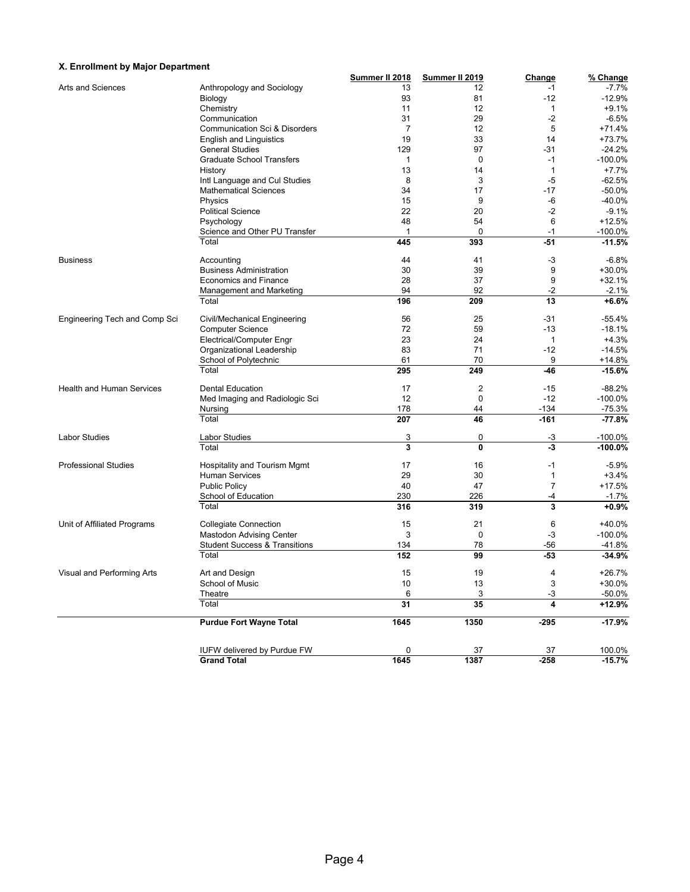### X. Enrollment by Major Department

| | | Summer II 2018 | Summer II 2019 | Change | % Change |
|---|---|---|---|---|---|
| Arts and Sciences | Anthropology and Sociology | 13 | 12 | -1 | -7.7% |
| | Biology | 93 | 81 | -12 | -12.9% |
| | Chemistry | 11 | 12 | 1 | +9.1% |
| | Communication | 31 | 29 | -2 | -6.5% |
| | Communication Sci & Disorders | 7 | 12 | 5 | +71.4% |
| | English and Linguistics | 19 | 33 | 14 | +73.7% |
| | General Studies | 129 | 97 | -31 | -24.2% |
| | Graduate School Transfers | 1 | 0 | -1 | -100.0% |
| | History | 13 | 14 | 1 | +7.7% |
| | Intl Language and Cul Studies | 8 | 3 | -5 | -62.5% |
| | Mathematical Sciences | 34 | 17 | -17 | -50.0% |
| | Physics | 15 | 9 | -6 | -40.0% |
| | Political Science | 22 | 20 | -2 | -9.1% |
| | Psychology | 48 | 54 | 6 | +12.5% |
| | Science and Other PU Transfer | 1 | 0 | -1 | -100.0% |
| | Total | **445** | **393** | **-51** | **-11.5%** |
| Business | Accounting | 44 | 41 | -3 | -6.8% |
| | Business Administration | 30 | 39 | 9 | +30.0% |
| | Economics and Finance | 28 | 37 | 9 | +32.1% |
| | Management and Marketing | 94 | 92 | -2 | -2.1% |
| | Total | **196** | **209** | **13** | **+6.6%** |
| Engineering Tech and Comp Sci | Civil/Mechanical Engineering | 56 | 25 | -31 | -55.4% |
| | Computer Science | 72 | 59 | -13 | -18.1% |
| | Electrical/Computer Engr | 23 | 24 | 1 | +4.3% |
| | Organizational Leadership | 83 | 71 | -12 | -14.5% |
| | School of Polytechnic | 61 | 70 | 9 | +14.8% |
| | Total | **295** | **249** | **-46** | **-15.6%** |
| Health and Human Services | Dental Education | 17 | 2 | -15 | -88.2% |
| | Med Imaging and Radiologic Sci | 12 | 0 | -12 | -100.0% |
| | Nursing | 178 | 44 | -134 | -75.3% |
| | Total | **207** | **46** | **-161** | **-77.8%** |
| Labor Studies | Labor Studies | 3 | 0 | -3 | -100.0% |
| | Total | **3** | **0** | **-3** | **-100.0%** |
| Professional Studies | Hospitality and Tourism Mgmt | 17 | 16 | -1 | -5.9% |
| | Human Services | 29 | 30 | 1 | +3.4% |
| | Public Policy | 40 | 47 | 7 | +17.5% |
| | School of Education | 230 | 226 | -4 | -1.7% |
| | Total | **316** | **319** | **3** | **+0.9%** |
| Unit of Affiliated Programs | Collegiate Connection | 15 | 21 | 6 | +40.0% |
| | Mastodon Advising Center | 3 | 0 | -3 | -100.0% |
| | Student Success & Transitions | 134 | 78 | -56 | -41.8% |
| | Total | **152** | **99** | **-53** | **-34.9%** |
| Visual and Performing Arts | Art and Design | 15 | 19 | 4 | +26.7% |
| | School of Music | 10 | 13 | 3 | +30.0% |
| | Theatre | 6 | 3 | -3 | -50.0% |
| | Total | **31** | **35** | **4** | **+12.9%** |
| | **Purdue Fort Wayne Total** | **1645** | **1350** | **-295** | **-17.9%** |
| | IUFW delivered by Purdue FW | 0 | 37 | 37 | 100.0% |
| | **Grand Total** | **1645** | **1387** | **-258** | **-15.7%** |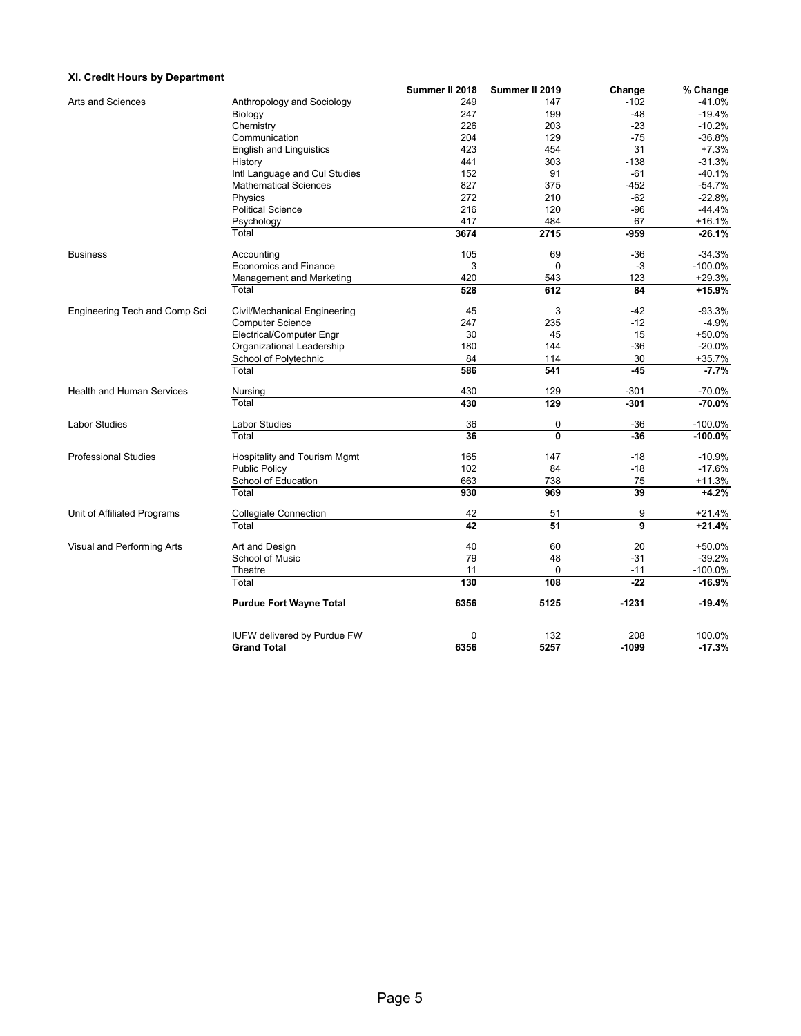### XI. Credit Hours by Department

| | | Summer II 2018 | Summer II 2019 | Change | % Change |
|---|---|---|---|---|---|
| Arts and Sciences | Anthropology and Sociology | 249 | 147 | -102 | -41.0% |
| | Biology | 247 | 199 | -48 | -19.4% |
| | Chemistry | 226 | 203 | -23 | -10.2% |
| | Communication | 204 | 129 | -75 | -36.8% |
| | English and Linguistics | 423 | 454 | 31 | +7.3% |
| | History | 441 | 303 | -138 | -31.3% |
| | Intl Language and Cul Studies | 152 | 91 | -61 | -40.1% |
| | Mathematical Sciences | 827 | 375 | -452 | -54.7% |
| | Physics | 272 | 210 | -62 | -22.8% |
| | Political Science | 216 | 120 | -96 | -44.4% |
| | Psychology | 417 | 484 | 67 | +16.1% |
| | Total | **3674** | **2715** | **-959** | **-26.1%** |
| Business | Accounting | 105 | 69 | -36 | -34.3% |
| | Economics and Finance | 3 | 0 | -3 | -100.0% |
| | Management and Marketing | 420 | 543 | 123 | +29.3% |
| | Total | **528** | **612** | **84** | **+15.9%** |
| Engineering Tech and Comp Sci | Civil/Mechanical Engineering | 45 | 3 | -42 | -93.3% |
| | Computer Science | 247 | 235 | -12 | -4.9% |
| | Electrical/Computer Engr | 30 | 45 | 15 | +50.0% |
| | Organizational Leadership | 180 | 144 | -36 | -20.0% |
| | School of Polytechnic | 84 | 114 | 30 | +35.7% |
| | Total | **586** | **541** | **-45** | **-7.7%** |
| Health and Human Services | Nursing | 430 | 129 | -301 | -70.0% |
| | Total | **430** | **129** | **-301** | **-70.0%** |
| Labor Studies | Labor Studies | 36 | 0 | -36 | -100.0% |
| | Total | **36** | **0** | **-36** | **-100.0%** |
| Professional Studies | Hospitality and Tourism Mgmt | 165 | 147 | -18 | -10.9% |
| | Public Policy | 102 | 84 | -18 | -17.6% |
| | School of Education | 663 | 738 | 75 | +11.3% |
| | Total | **930** | **969** | **39** | **+4.2%** |
| Unit of Affiliated Programs | Collegiate Connection | 42 | 51 | 9 | +21.4% |
| | Total | **42** | **51** | **9** | **+21.4%** |
| Visual and Performing Arts | Art and Design | 40 | 60 | 20 | +50.0% |
| | School of Music | 79 | 48 | -31 | -39.2% |
| | Theatre | 11 | 0 | -11 | -100.0% |
| | Total | **130** | **108** | **-22** | **-16.9%** |
| | **Purdue Fort Wayne Total** | **6356** | **5125** | **-1231** | **-19.4%** |
| | IUFW delivered by Purdue FW | 0 | 132 | 208 | 100.0% |
| | **Grand Total** | **6356** | **5257** | **-1099** | **-17.3%** |